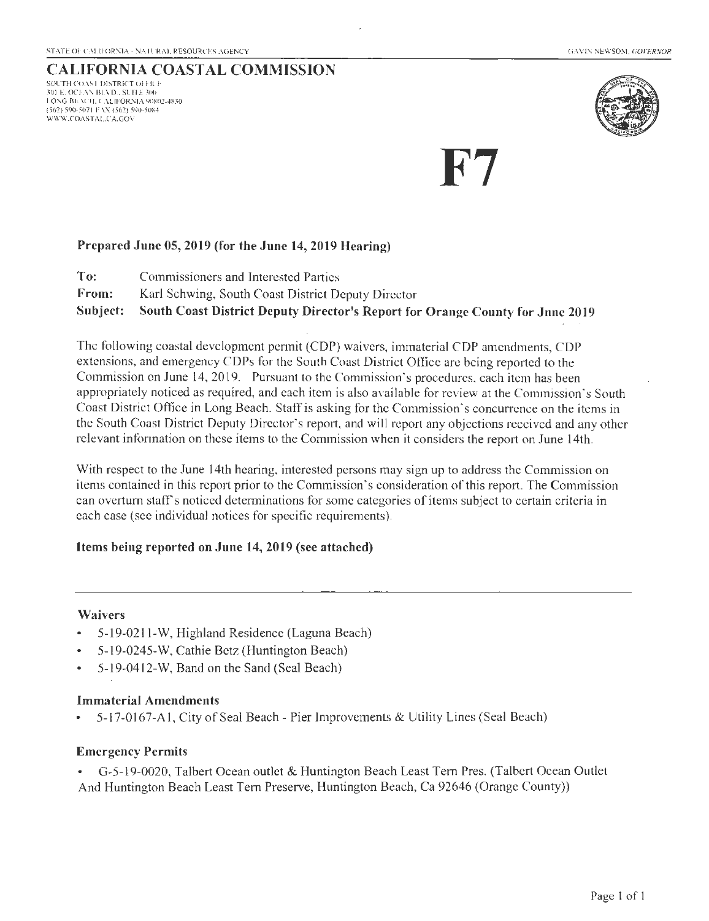STATE OF CALIFORNIA - NATURAL RESOURCES AGENCY GAVIN NEWSOM, *GOVERNOR*

# CALIFORNIA COASTAL COMMISSION

SOUTH COAST DISTRICT OFFICE
301 E. OCEAN BLVD., SUITE 300
LONG BEACH, CALIFORNIA 90802-4830
(562) 590-5071 FAX (562) 590-5084
WWW.COASTAL.CA.GOV

# F7

**Prepared June 05, 2019 (for the June 14, 2019 Hearing)**

**To:** Commissioners and Interested Parties
**From:** Karl Schwing, South Coast District Deputy Director
**Subject: South Coast District Deputy Director's Report for Orange County for June 2019**

The following coastal development permit (CDP) waivers, immaterial CDP amendments, CDP extensions, and emergency CDPs for the South Coast District Office are being reported to the Commission on June 14, 2019. Pursuant to the Commission's procedures, each item has been appropriately noticed as required, and each item is also available for review at the Commission's South Coast District Office in Long Beach. Staff is asking for the Commission's concurrence on the items in the South Coast District Deputy Director's report, and will report any objections received and any other relevant information on these items to the Commission when it considers the report on June 14th.

With respect to the June 14th hearing, interested persons may sign up to address the Commission on items contained in this report prior to the Commission's consideration of this report. The Commission can overturn staff's noticed determinations for some categories of items subject to certain criteria in each case (see individual notices for specific requirements).

**Items being reported on June 14, 2019 (see attached)**

---

### Waivers

- 5-19-0211-W, Highland Residence (Laguna Beach)
- 5-19-0245-W, Cathie Betz (Huntington Beach)
- 5-19-0412-W, Band on the Sand (Seal Beach)

### Immaterial Amendments

- 5-17-0167-A1, City of Seal Beach - Pier Improvements & Utility Lines (Seal Beach)

### Emergency Permits

- G-5-19-0020, Talbert Ocean outlet & Huntington Beach Least Tern Pres. (Talbert Ocean Outlet And Huntington Beach Least Tern Preserve, Huntington Beach, Ca 92646 (Orange County))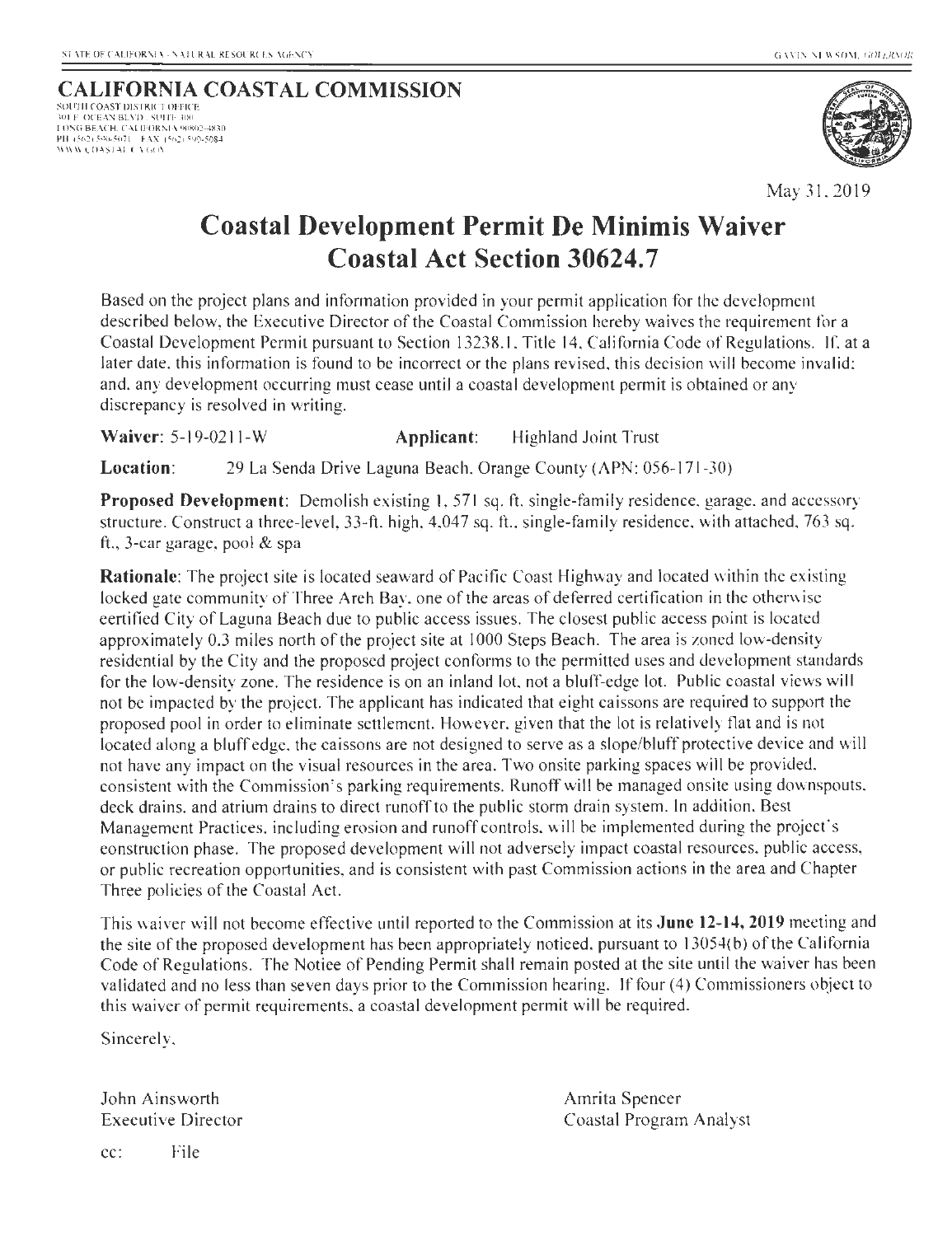STATE OF CALIFORNIA - NATURAL RESOURCES AGENCY

GAVIN NEWSOM, GOVERNOR

**CALIFORNIA COASTAL COMMISSION**

SOUTH COAST DISTRICT OFFICE
301 E. OCEAN BLVD., SUITE 300
LONG BEACH, CALIFORNIA 90802-4830
PH (562) 590-5071 FAX (562) 590-5084
WWW.COASTAL.CA.GOV

May 31, 2019

# Coastal Development Permit De Minimis Waiver
# Coastal Act Section 30624.7

Based on the project plans and information provided in your permit application for the development described below, the Executive Director of the Coastal Commission hereby waives the requirement for a Coastal Development Permit pursuant to Section 13238.1, Title 14, California Code of Regulations. If, at a later date, this information is found to be incorrect or the plans revised, this decision will become invalid; and, any development occurring must cease until a coastal development permit is obtained or any discrepancy is resolved in writing.

**Waiver**: 5-19-0211-W **Applicant**: Highland Joint Trust

**Location**: 29 La Senda Drive Laguna Beach, Orange County (APN: 056-171-30)

**Proposed Development**: Demolish existing 1,571 sq. ft. single-family residence, garage, and accessory structure. Construct a three-level, 33-ft. high, 4,047 sq. ft., single-family residence, with attached, 763 sq. ft., 3-car garage, pool & spa

**Rationale**: The project site is located seaward of Pacific Coast Highway and located within the existing locked gate community of Three Arch Bay, one of the areas of deferred certification in the otherwise certified City of Laguna Beach due to public access issues. The closest public access point is located approximately 0.3 miles north of the project site at 1000 Steps Beach. The area is zoned low-density residential by the City and the proposed project conforms to the permitted uses and development standards for the low-density zone. The residence is on an inland lot, not a bluff-edge lot. Public coastal views will not be impacted by the project. The applicant has indicated that eight caissons are required to support the proposed pool in order to eliminate settlement. However, given that the lot is relatively flat and is not located along a bluff edge, the caissons are not designed to serve as a slope/bluff protective device and will not have any impact on the visual resources in the area. Two onsite parking spaces will be provided, consistent with the Commission's parking requirements. Runoff will be managed onsite using downspouts, deck drains, and atrium drains to direct runoff to the public storm drain system. In addition, Best Management Practices, including erosion and runoff controls, will be implemented during the project's construction phase. The proposed development will not adversely impact coastal resources, public access, or public recreation opportunities, and is consistent with past Commission actions in the area and Chapter Three policies of the Coastal Act.

This waiver will not become effective until reported to the Commission at its **June 12-14, 2019** meeting and the site of the proposed development has been appropriately noticed, pursuant to 13054(b) of the California Code of Regulations. The Notice of Pending Permit shall remain posted at the site until the waiver has been validated and no less than seven days prior to the Commission hearing. If four (4) Commissioners object to this waiver of permit requirements, a coastal development permit will be required.

Sincerely,

John Ainsworth
Executive Director

Amrita Spencer
Coastal Program Analyst

cc: File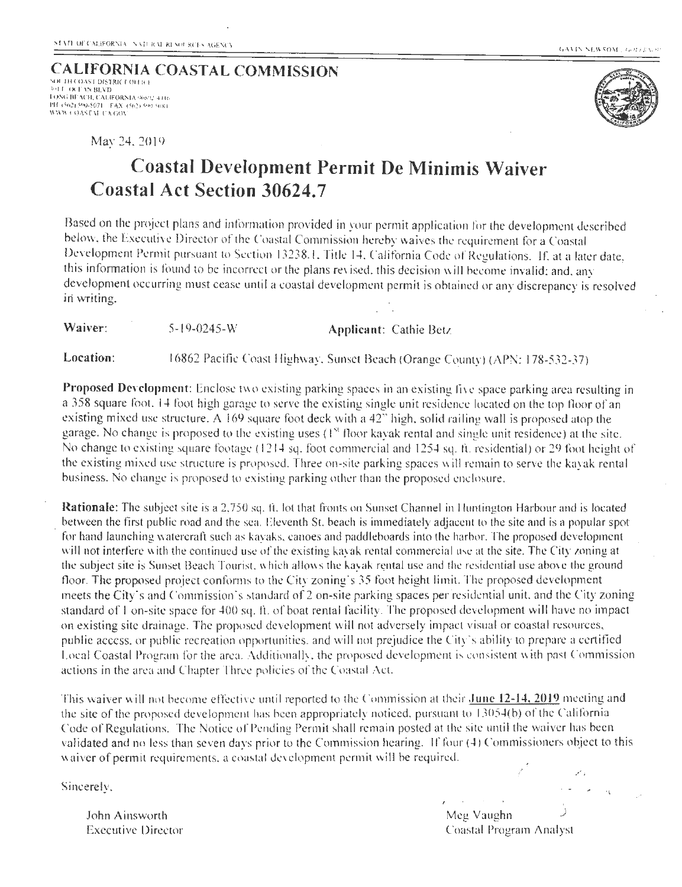STATE OF CALIFORNIA - NATURAL RESOURCES AGENCY

GAVIN NEWSOM, GOVERNOR

**CALIFORNIA COASTAL COMMISSION**
SOUTH COAST DISTRICT OFFICE
301 E. OCEAN BLVD
LONG BEACH, CALIFORNIA 90802-4416
PH (562) 590-5071 FAX (562) 590-5084
WWW.COASTAL.CA.GOV

May 24, 2019

# Coastal Development Permit De Minimis Waiver
# Coastal Act Section 30624.7

Based on the project plans and information provided in your permit application for the development described below, the Executive Director of the Coastal Commission hereby waives the requirement for a Coastal Development Permit pursuant to Section 13238.1, Title 14, California Code of Regulations. If, at a later date, this information is found to be incorrect or the plans revised, this decision will become invalid; and, any development occurring must cease until a coastal development permit is obtained or any discrepancy is resolved in writing.

**Waiver:** 5-19-0245-W **Applicant:** Cathie Betz

**Location:** 16862 Pacific Coast Highway, Sunset Beach (Orange County) (APN: 178-532-37)

**Proposed Development:** Enclose two existing parking spaces in an existing five space parking area resulting in a 358 square foot, 14 foot high garage to serve the existing single unit residence located on the top floor of an existing mixed use structure. A 169 square foot deck with a 42" high, solid railing wall is proposed atop the garage. No change is proposed to the existing uses (1st floor kayak rental and single unit residence) at the site. No change to existing square footage (1214 sq. foot commercial and 1254 sq. ft. residential) or 29 foot height of the existing mixed use structure is proposed. Three on-site parking spaces will remain to serve the kayak rental business. No change is proposed to existing parking other than the proposed enclosure.

**Rationale:** The subject site is a 2,750 sq. ft. lot that fronts on Sunset Channel in Huntington Harbour and is located between the first public road and the sea. Eleventh St. beach is immediately adjacent to the site and is a popular spot for hand launching watercraft such as kayaks, canoes and paddleboards into the harbor. The proposed development will not interfere with the continued use of the existing kayak rental commercial use at the site. The City zoning at the subject site is Sunset Beach Tourist, which allows the kayak rental use and the residential use above the ground floor. The proposed project conforms to the City zoning's 35 foot height limit. The proposed development meets the City's and Commission's standard of 2 on-site parking spaces per residential unit, and the City zoning standard of 1 on-site space for 400 sq. ft. of boat rental facility. The proposed development will have no impact on existing site drainage. The proposed development will not adversely impact visual or coastal resources, public access, or public recreation opportunities, and will not prejudice the City's ability to prepare a certified Local Coastal Program for the area. Additionally, the proposed development is consistent with past Commission actions in the area and Chapter Three policies of the Coastal Act.

This waiver will not become effective until reported to the Commission at their **June 12-14, 2019** meeting and the site of the proposed development has been appropriately noticed, pursuant to 13054(b) of the California Code of Regulations. The Notice of Pending Permit shall remain posted at the site until the waiver has been validated and no less than seven days prior to the Commission hearing. If four (4) Commissioners object to this waiver of permit requirements, a coastal development permit will be required.

Sincerely,

John Ainsworth
Executive Director

Meg Vaughn
Coastal Program Analyst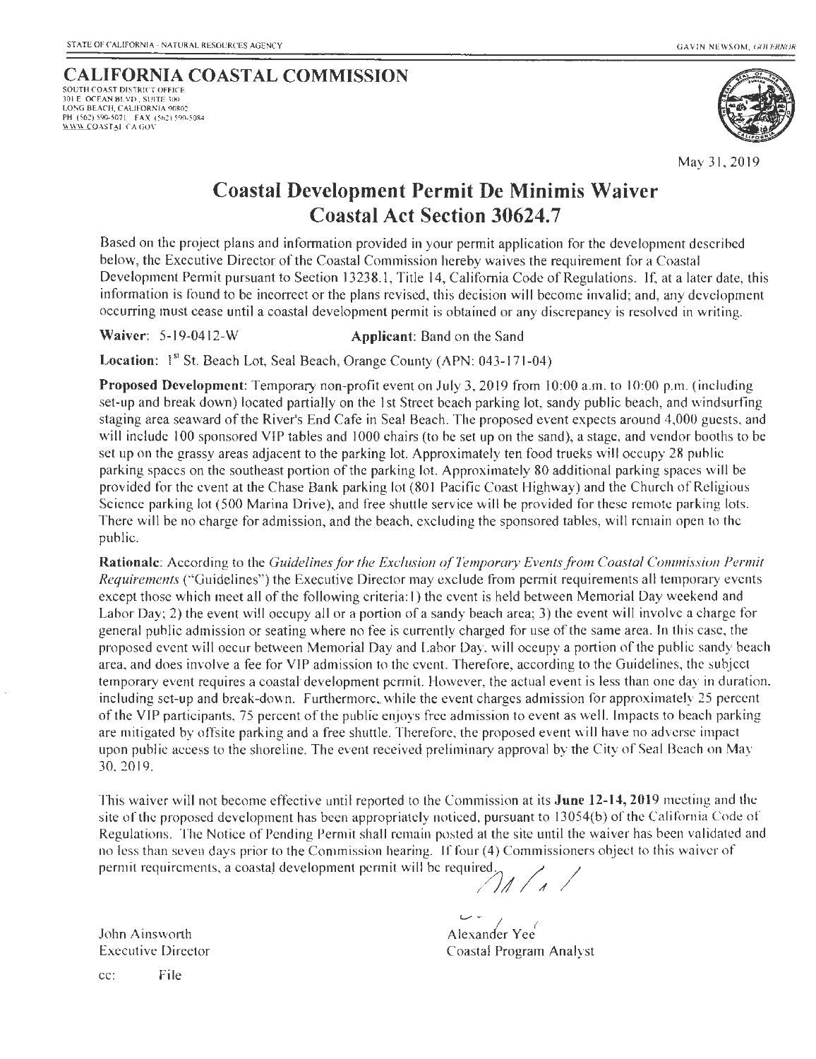STATE OF CALIFORNIA - NATURAL RESOURCES AGENCY GAVIN NEWSOM, GOVERNOR

# CALIFORNIA COASTAL COMMISSION

SOUTH COAST DISTRICT OFFICE
301 E. OCEAN BLVD., SUITE 300
LONG BEACH, CALIFORNIA 90802
PH (562) 590-5071 FAX (562) 590-5084
WWW.COASTAL.CA.GOV

May 31, 2019

## Coastal Development Permit De Minimis Waiver
## Coastal Act Section 30624.7

Based on the project plans and information provided in your permit application for the development described below, the Executive Director of the Coastal Commission hereby waives the requirement for a Coastal Development Permit pursuant to Section 13238.1, Title 14, California Code of Regulations. If, at a later date, this information is found to be incorrect or the plans revised, this decision will become invalid; and, any development occurring must cease until a coastal development permit is obtained or any discrepancy is resolved in writing.

**Waiver**: 5-19-0412-W **Applicant**: Band on the Sand

**Location**: 1st St. Beach Lot, Seal Beach, Orange County (APN: 043-171-04)

**Proposed Development**: Temporary non-profit event on July 3, 2019 from 10:00 a.m. to 10:00 p.m. (including set-up and break down) located partially on the 1st Street beach parking lot, sandy public beach, and windsurfing staging area seaward of the River's End Cafe in Seal Beach. The proposed event expects around 4,000 guests, and will include 100 sponsored VIP tables and 1000 chairs (to be set up on the sand), a stage, and vendor booths to be set up on the grassy areas adjacent to the parking lot. Approximately ten food trucks will occupy 28 public parking spaces on the southeast portion of the parking lot. Approximately 80 additional parking spaces will be provided for the event at the Chase Bank parking lot (801 Pacific Coast Highway) and the Church of Religious Science parking lot (500 Marina Drive), and free shuttle service will be provided for these remote parking lots. There will be no charge for admission, and the beach, excluding the sponsored tables, will remain open to the public.

**Rationale**: According to the *Guidelines for the Exclusion of Temporary Events from Coastal Commission Permit Requirements* ("Guidelines") the Executive Director may exclude from permit requirements all temporary events except those which meet all of the following criteria: 1) the event is held between Memorial Day weekend and Labor Day; 2) the event will occupy all or a portion of a sandy beach area; 3) the event will involve a charge for general public admission or seating where no fee is currently charged for use of the same area. In this case, the proposed event will occur between Memorial Day and Labor Day, will occupy a portion of the public sandy beach area, and does involve a fee for VIP admission to the event. Therefore, according to the Guidelines, the subject temporary event requires a coastal development permit. However, the actual event is less than one day in duration, including set-up and break-down. Furthermore, while the event charges admission for approximately 25 percent of the VIP participants, 75 percent of the public enjoys free admission to event as well. Impacts to beach parking are mitigated by offsite parking and a free shuttle. Therefore, the proposed event will have no adverse impact upon public access to the shoreline. The event received preliminary approval by the City of Seal Beach on May 30, 2019.

This waiver will not become effective until reported to the Commission at its **June 12-14, 2019** meeting and the site of the proposed development has been appropriately noticed, pursuant to 13054(b) of the California Code of Regulations. The Notice of Pending Permit shall remain posted at the site until the waiver has been validated and no less than seven days prior to the Commission hearing. If four (4) Commissioners object to this waiver of permit requirements, a coastal development permit will be required.

John Ainsworth
Executive Director

Alexander Yee
Coastal Program Analyst

cc: File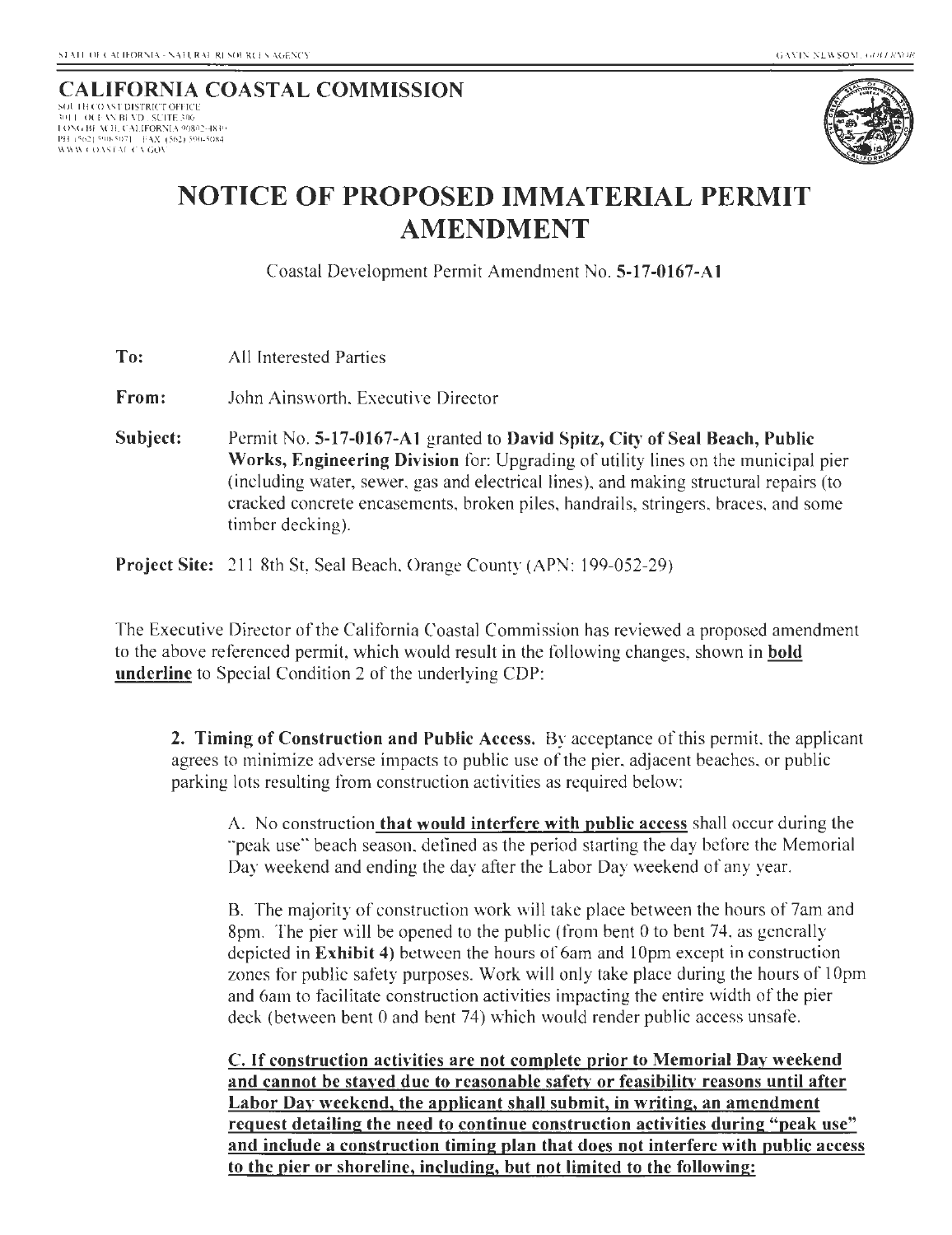STATE OF CALIFORNIA - NATURAL RESOURCES AGENCY GAVIN NEWSOM, GOVERNOR

**CALIFORNIA COASTAL COMMISSION**
SOUTH COAST DISTRICT OFFICE
301 E. OCEAN BLVD., SUITE 300
LONG BEACH, CALIFORNIA 90802-4830
PH (562) 590-5071 FAX (562) 590-5084
WWW.COASTAL.CA.GOV

# NOTICE OF PROPOSED IMMATERIAL PERMIT AMENDMENT

Coastal Development Permit Amendment No. **5-17-0167-A1**

**To:** All Interested Parties

**From:** John Ainsworth, Executive Director

**Subject:** Permit No. **5-17-0167-A1** granted to **David Spitz, City of Seal Beach, Public Works, Engineering Division** for: Upgrading of utility lines on the municipal pier (including water, sewer, gas and electrical lines), and making structural repairs (to cracked concrete encasements, broken piles, handrails, stringers, braces, and some timber decking).

**Project Site:** 211 8th St, Seal Beach, Orange County (APN: 199-052-29)

The Executive Director of the California Coastal Commission has reviewed a proposed amendment to the above referenced permit, which would result in the following changes, shown in **<u>bold underline</u>** to Special Condition 2 of the underlying CDP:

> **2. Timing of Construction and Public Access.** By acceptance of this permit, the applicant agrees to minimize adverse impacts to public use of the pier, adjacent beaches, or public parking lots resulting from construction activities as required below:
>
> A. No construction **<u>that would interfere with public access</u>** shall occur during the "peak use" beach season, defined as the period starting the day before the Memorial Day weekend and ending the day after the Labor Day weekend of any year.
>
> B. The majority of construction work will take place between the hours of 7am and 8pm. The pier will be opened to the public (from bent 0 to bent 74, as generally depicted in **Exhibit 4**) between the hours of 6am and 10pm except in construction zones for public safety purposes. Work will only take place during the hours of 10pm and 6am to facilitate construction activities impacting the entire width of the pier deck (between bent 0 and bent 74) which would render public access unsafe.
>
> **<u>C. If construction activities are not complete prior to Memorial Day weekend and cannot be stayed due to reasonable safety or feasibility reasons until after Labor Day weekend, the applicant shall submit, in writing, an amendment request detailing the need to continue construction activities during "peak use" and include a construction timing plan that does not interfere with public access to the pier or shoreline, including, but not limited to the following:</u>**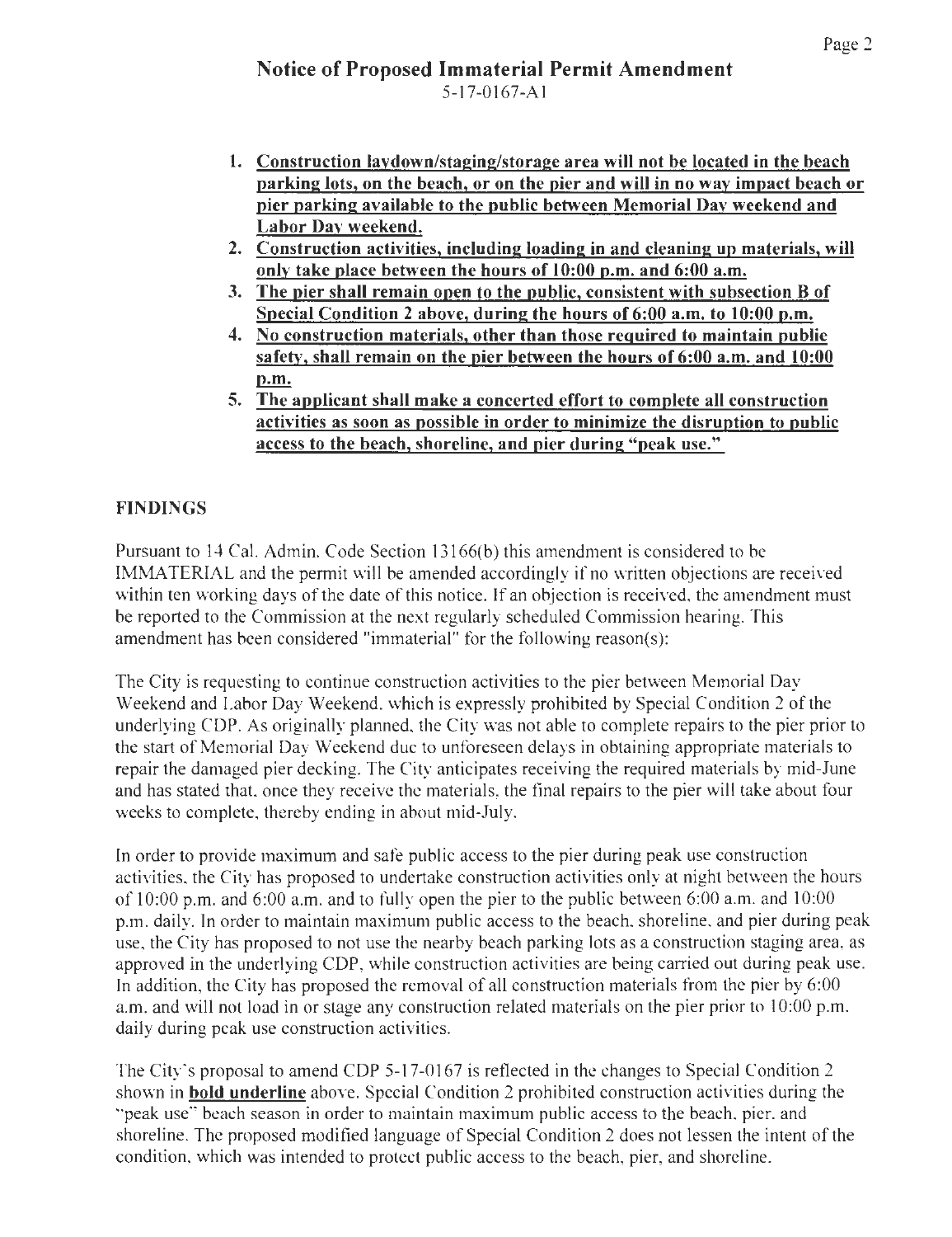# Notice of Proposed Immaterial Permit Amendment

5-17-0167-A1

1. **Construction laydown/staging/storage area will not be located in the beach parking lots, on the beach, or on the pier and will in no way impact beach or pier parking available to the public between Memorial Day weekend and Labor Day weekend.**
2. **Construction activities, including loading in and cleaning up materials, will only take place between the hours of 10:00 p.m. and 6:00 a.m.**
3. **The pier shall remain open to the public, consistent with subsection B of Special Condition 2 above, during the hours of 6:00 a.m. to 10:00 p.m.**
4. **No construction materials, other than those required to maintain public safety, shall remain on the pier between the hours of 6:00 a.m. and 10:00 p.m.**
5. **The applicant shall make a concerted effort to complete all construction activities as soon as possible in order to minimize the disruption to public access to the beach, shoreline, and pier during "peak use."**

## FINDINGS

Pursuant to 14 Cal. Admin. Code Section 13166(b) this amendment is considered to be IMMATERIAL and the permit will be amended accordingly if no written objections are received within ten working days of the date of this notice. If an objection is received, the amendment must be reported to the Commission at the next regularly scheduled Commission hearing. This amendment has been considered "immaterial" for the following reason(s):

The City is requesting to continue construction activities to the pier between Memorial Day Weekend and Labor Day Weekend, which is expressly prohibited by Special Condition 2 of the underlying CDP. As originally planned, the City was not able to complete repairs to the pier prior to the start of Memorial Day Weekend due to unforeseen delays in obtaining appropriate materials to repair the damaged pier decking. The City anticipates receiving the required materials by mid-June and has stated that, once they receive the materials, the final repairs to the pier will take about four weeks to complete, thereby ending in about mid-July.

In order to provide maximum and safe public access to the pier during peak use construction activities, the City has proposed to undertake construction activities only at night between the hours of 10:00 p.m. and 6:00 a.m. and to fully open the pier to the public between 6:00 a.m. and 10:00 p.m. daily. In order to maintain maximum public access to the beach, shoreline, and pier during peak use, the City has proposed to not use the nearby beach parking lots as a construction staging area, as approved in the underlying CDP, while construction activities are being carried out during peak use. In addition, the City has proposed the removal of all construction materials from the pier by 6:00 a.m. and will not load in or stage any construction related materials on the pier prior to 10:00 p.m. daily during peak use construction activities.

The City's proposal to amend CDP 5-17-0167 is reflected in the changes to Special Condition 2 shown in **bold underline** above. Special Condition 2 prohibited construction activities during the "peak use" beach season in order to maintain maximum public access to the beach, pier, and shoreline. The proposed modified language of Special Condition 2 does not lessen the intent of the condition, which was intended to protect public access to the beach, pier, and shoreline.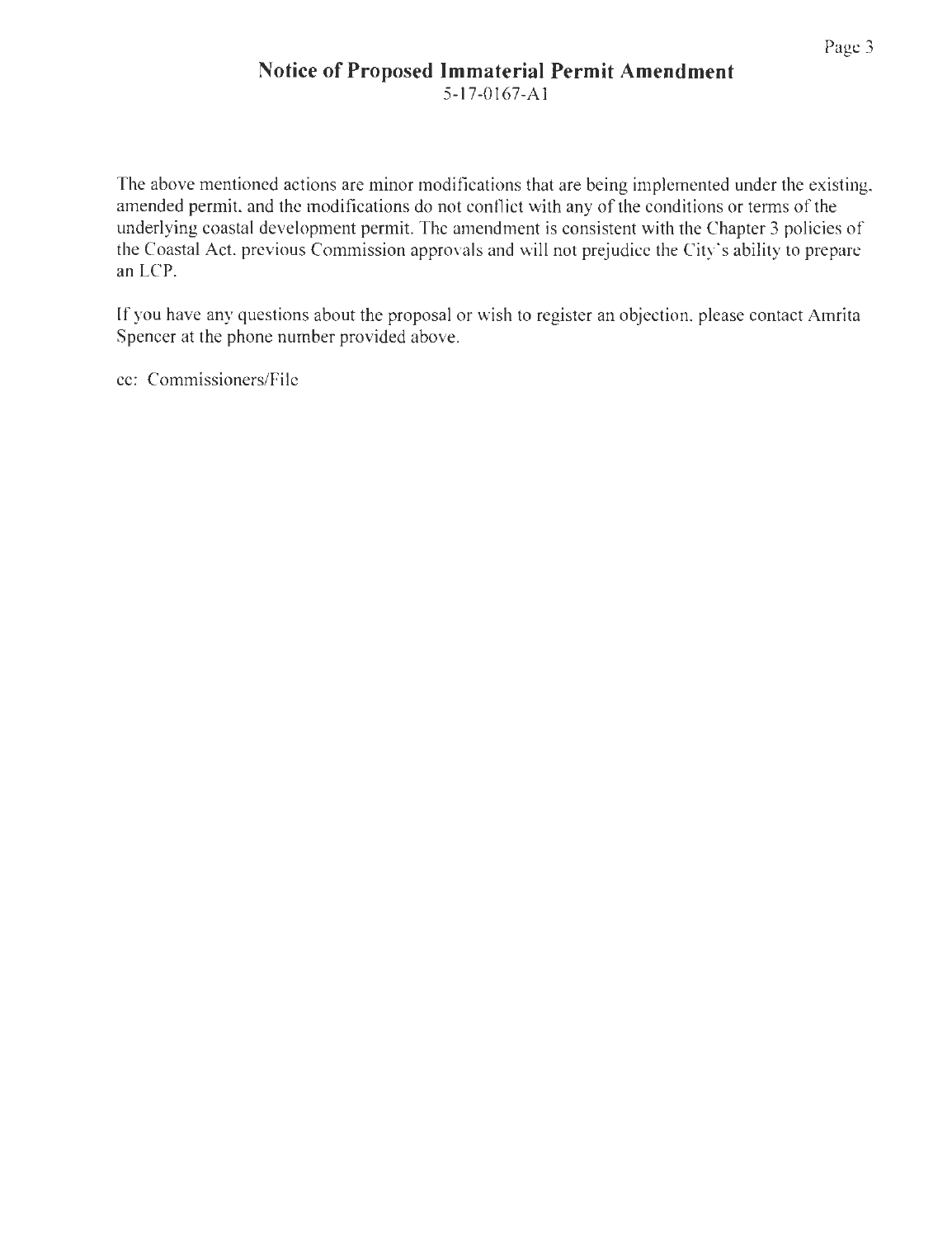## Notice of Proposed Immaterial Permit Amendment

5-17-0167-A1

The above mentioned actions are minor modifications that are being implemented under the existing, amended permit, and the modifications do not conflict with any of the conditions or terms of the underlying coastal development permit. The amendment is consistent with the Chapter 3 policies of the Coastal Act, previous Commission approvals and will not prejudice the City's ability to prepare an LCP.

If you have any questions about the proposal or wish to register an objection, please contact Amrita Spencer at the phone number provided above.

cc: Commissioners/File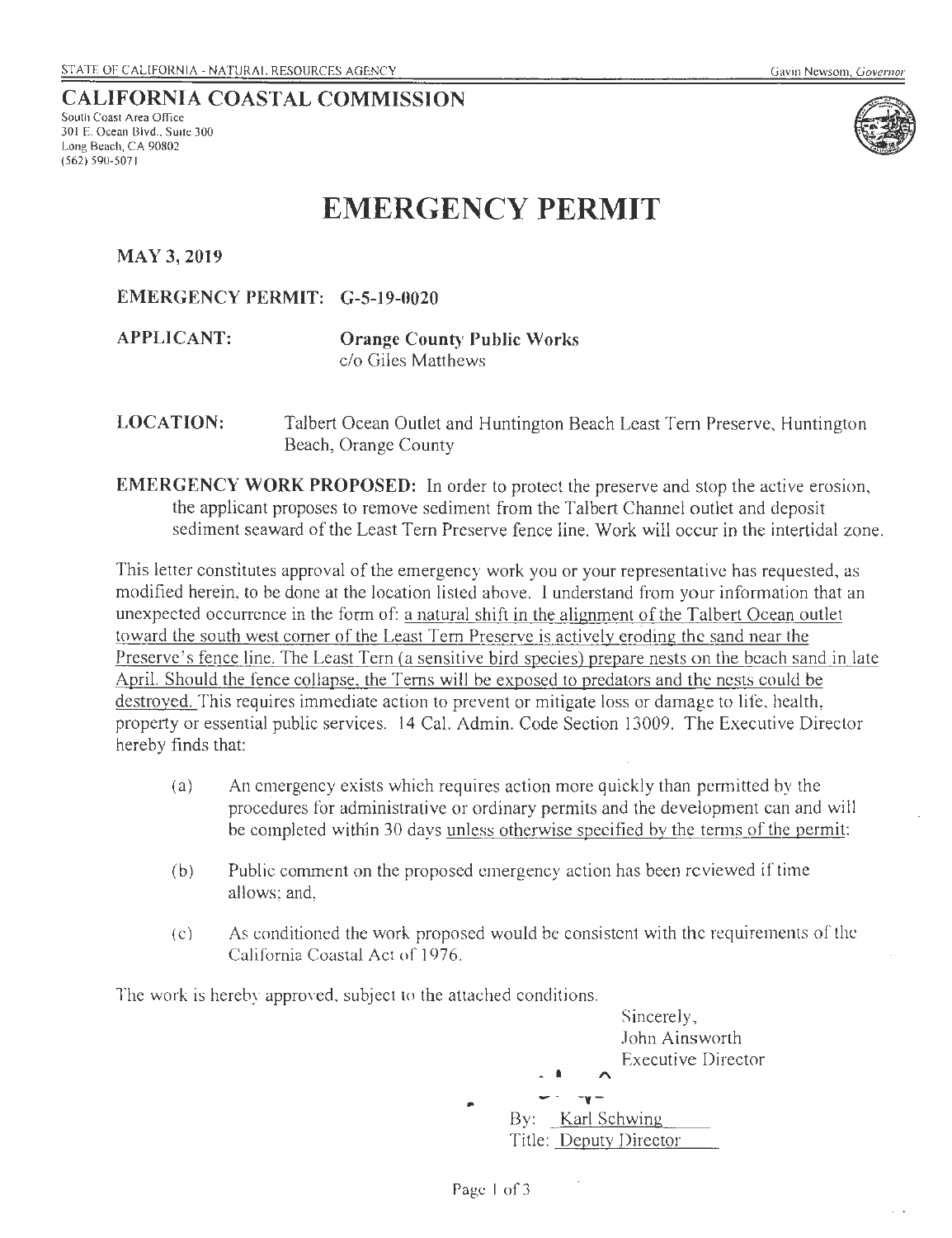STATE OF CALIFORNIA - NATURAL RESOURCES AGENCY

Gavin Newsom, *Governor*

## CALIFORNIA COASTAL COMMISSION

South Coast Area Office
301 E. Ocean Blvd., Suite 300
Long Beach, CA 90802
(562) 590-5071

# EMERGENCY PERMIT

**MAY 3, 2019**

**EMERGENCY PERMIT: G-5-19-0020**

**APPLICANT:** **Orange County Public Works**
c/o Giles Matthews

**LOCATION:** Talbert Ocean Outlet and Huntington Beach Least Tern Preserve, Huntington Beach, Orange County

**EMERGENCY WORK PROPOSED:** In order to protect the preserve and stop the active erosion, the applicant proposes to remove sediment from the Talbert Channel outlet and deposit sediment seaward of the Least Tern Preserve fence line. Work will occur in the intertidal zone.

This letter constitutes approval of the emergency work you or your representative has requested, as modified herein, to be done at the location listed above. I understand from your information that an unexpected occurrence in the form of: a natural shift in the alignment of the Talbert Ocean outlet toward the south west corner of the Least Tern Preserve is actively eroding the sand near the Preserve's fence line. The Least Tern (a sensitive bird species) prepare nests on the beach sand in late April. Should the fence collapse, the Terns will be exposed to predators and the nests could be destroyed. This requires immediate action to prevent or mitigate loss or damage to life, health, property or essential public services. 14 Cal. Admin. Code Section 13009. The Executive Director hereby finds that:

(a) An emergency exists which requires action more quickly than permitted by the procedures for administrative or ordinary permits and the development can and will be completed within 30 days unless otherwise specified by the terms of the permit;

(b) Public comment on the proposed emergency action has been reviewed if time allows; and,

(c) As conditioned the work proposed would be consistent with the requirements of the California Coastal Act of 1976.

The work is hereby approved, subject to the attached conditions.

Sincerely,
John Ainsworth
Executive Director

By: Karl Schwing
Title: Deputy Director